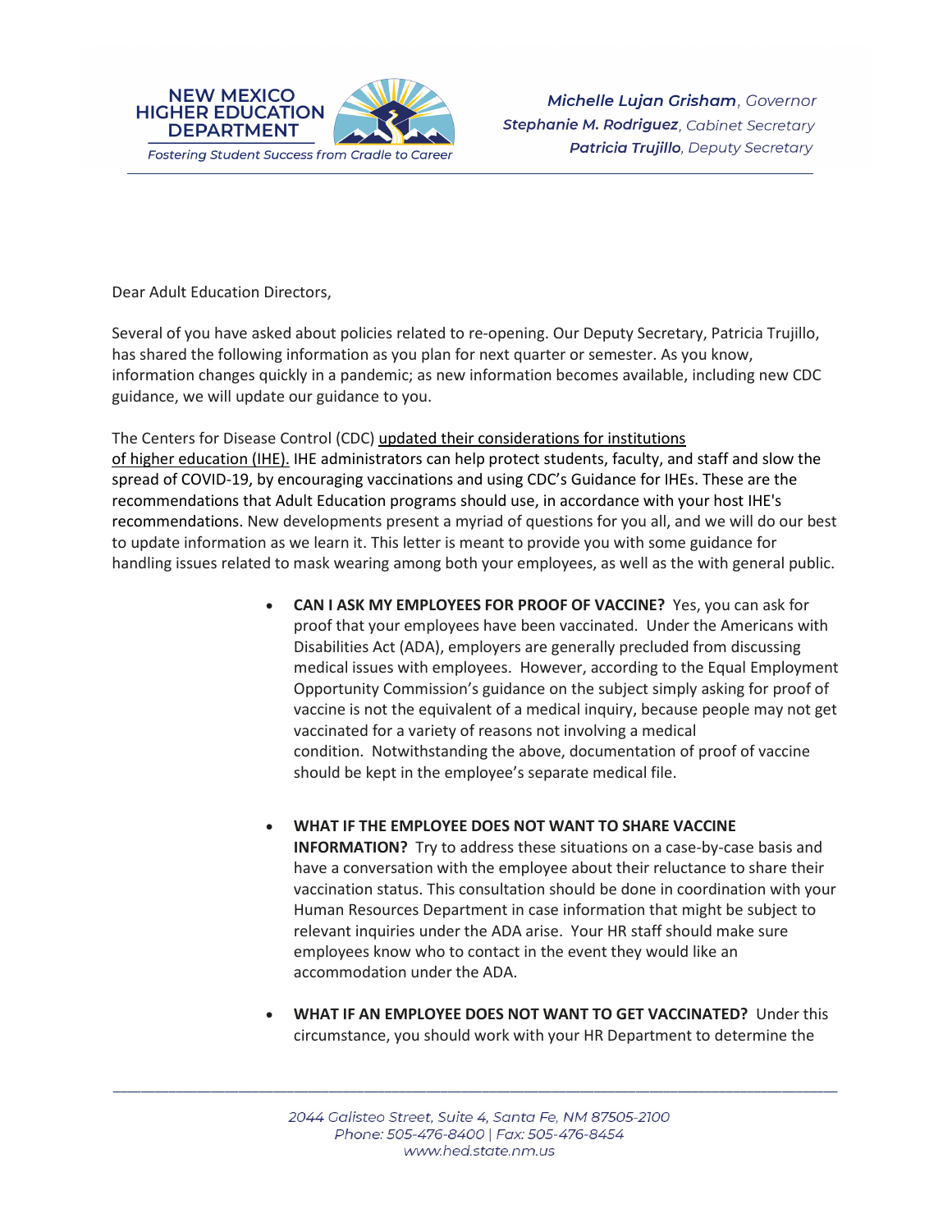Dear Adult Education Directors,

Several of you have asked about policies related to re-opening. Our Deputy Secretary, Patricia Trujillo, has shared the following information as you plan for next quarter or semester. As you know, information changes quickly in a pandemic; as new information becomes available, including new CDC guidance, we will update our guidance to you.

The Centers for Disease Control (CDC) updated their considerations for institutions of higher education (IHE). IHE administrators can help protect students, faculty, and staff and slow the spread of COVID-19, by encouraging vaccinations and using CDC's Guidance for IHEs. These are the recommendations that Adult Education programs should use, in accordance with your host IHE's recommendations. New developments present a myriad of questions for you all, and we will do our best to update information as we learn it. This letter is meant to provide you with some guidance for handling issues related to mask wearing among both your employees, as well as the with general public.

- **CAN I ASK MY EMPLOYEES FOR PROOF OF VACCINE?** Yes, you can ask for proof that your employees have been vaccinated. Under the Americans with Disabilities Act (ADA), employers are generally precluded from discussing medical issues with employees. However, according to the Equal Employment Opportunity Commission's guidance on the subject simply asking for proof of vaccine is not the equivalent of a medical inquiry, because people may not get vaccinated for a variety of reasons not involving a medical condition. Notwithstanding the above, documentation of proof of vaccine should be kept in the employee's separate medical file.

- **WHAT IF THE EMPLOYEE DOES NOT WANT TO SHARE VACCINE INFORMATION?** Try to address these situations on a case-by-case basis and have a conversation with the employee about their reluctance to share their vaccination status. This consultation should be done in coordination with your Human Resources Department in case information that might be subject to relevant inquiries under the ADA arise. Your HR staff should make sure employees know who to contact in the event they would like an accommodation under the ADA.

- **WHAT IF AN EMPLOYEE DOES NOT WANT TO GET VACCINATED?** Under this circumstance, you should work with your HR Department to determine the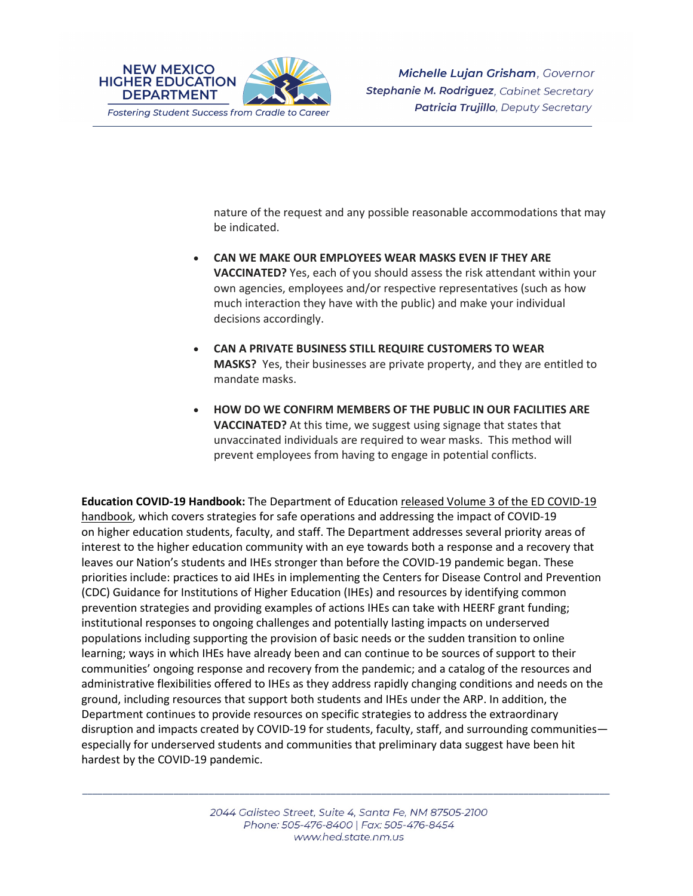nature of the request and any possible reasonable accommodations that may be indicated.

- **CAN WE MAKE OUR EMPLOYEES WEAR MASKS EVEN IF THEY ARE VACCINATED?** Yes, each of you should assess the risk attendant within your own agencies, employees and/or respective representatives (such as how much interaction they have with the public) and make your individual decisions accordingly.

- **CAN A PRIVATE BUSINESS STILL REQUIRE CUSTOMERS TO WEAR MASKS?** Yes, their businesses are private property, and they are entitled to mandate masks.

- **HOW DO WE CONFIRM MEMBERS OF THE PUBLIC IN OUR FACILITIES ARE VACCINATED?** At this time, we suggest using signage that states that unvaccinated individuals are required to wear masks. This method will prevent employees from having to engage in potential conflicts.

**Education COVID-19 Handbook:** The Department of Education released Volume 3 of the ED COVID-19 handbook, which covers strategies for safe operations and addressing the impact of COVID-19 on higher education students, faculty, and staff. The Department addresses several priority areas of interest to the higher education community with an eye towards both a response and a recovery that leaves our Nation's students and IHEs stronger than before the COVID-19 pandemic began. These priorities include: practices to aid IHEs in implementing the Centers for Disease Control and Prevention (CDC) Guidance for Institutions of Higher Education (IHEs) and resources by identifying common prevention strategies and providing examples of actions IHEs can take with HEERF grant funding; institutional responses to ongoing challenges and potentially lasting impacts on underserved populations including supporting the provision of basic needs or the sudden transition to online learning; ways in which IHEs have already been and can continue to be sources of support to their communities' ongoing response and recovery from the pandemic; and a catalog of the resources and administrative flexibilities offered to IHEs as they address rapidly changing conditions and needs on the ground, including resources that support both students and IHEs under the ARP. In addition, the Department continues to provide resources on specific strategies to address the extraordinary disruption and impacts created by COVID-19 for students, faculty, staff, and surrounding communities—especially for underserved students and communities that preliminary data suggest have been hit hardest by the COVID-19 pandemic.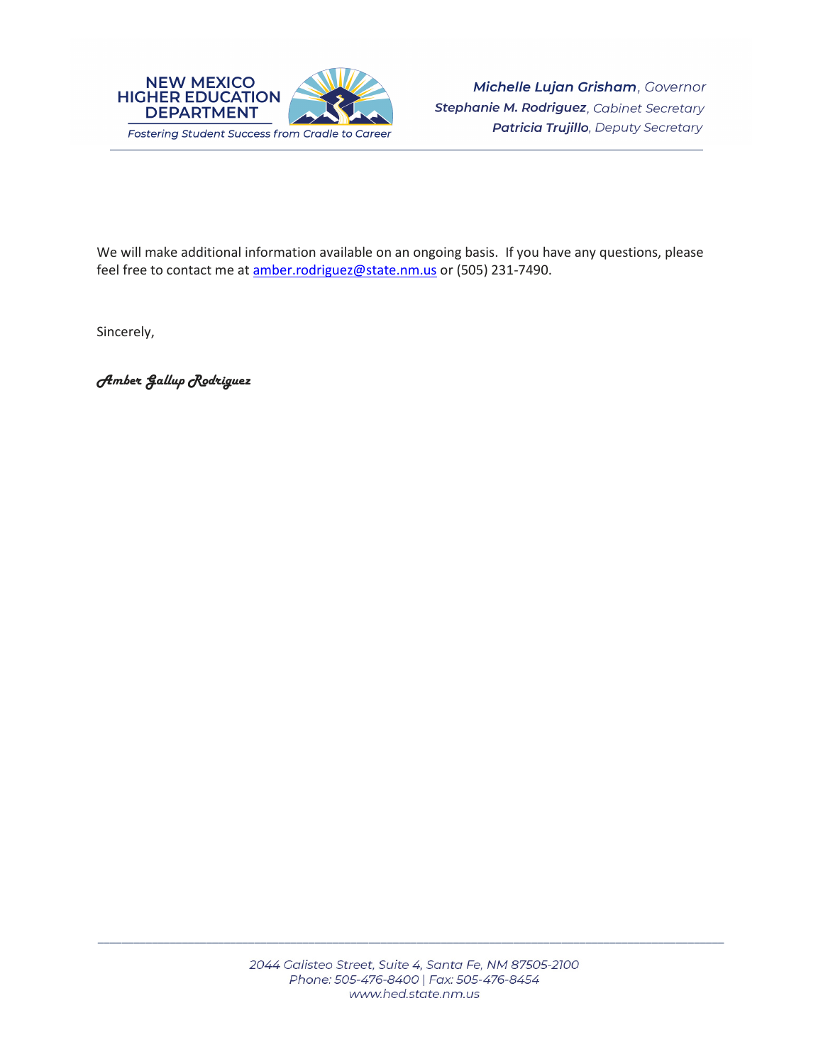We will make additional information available on an ongoing basis. If you have any questions, please feel free to contact me at amber.rodriguez@state.nm.us or (505) 231-7490.

Sincerely,

*Amber Gallup Rodriguez*